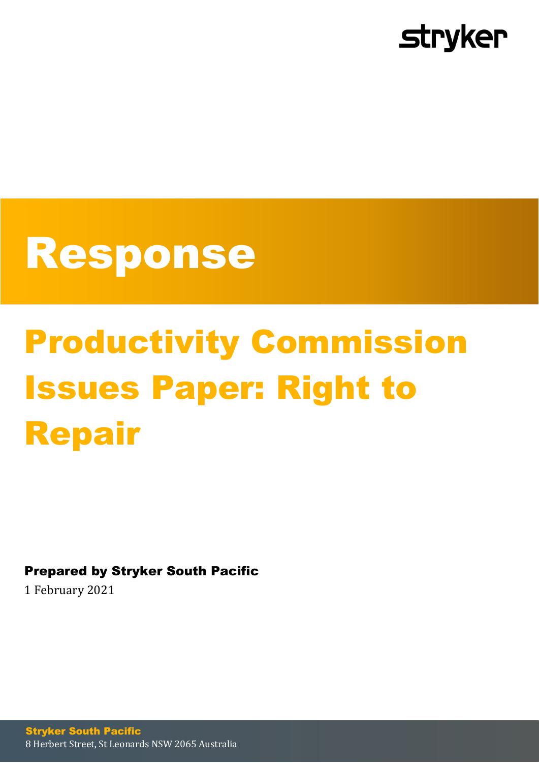stryker

# Response

## Productivity Commission Issues Paper: Right to Repair

**Prepared by Stryker South Pacific**

1 February 2021

**Stryker South Pacific**

8 Herbert Street, St Leonards NSW 2065 Australia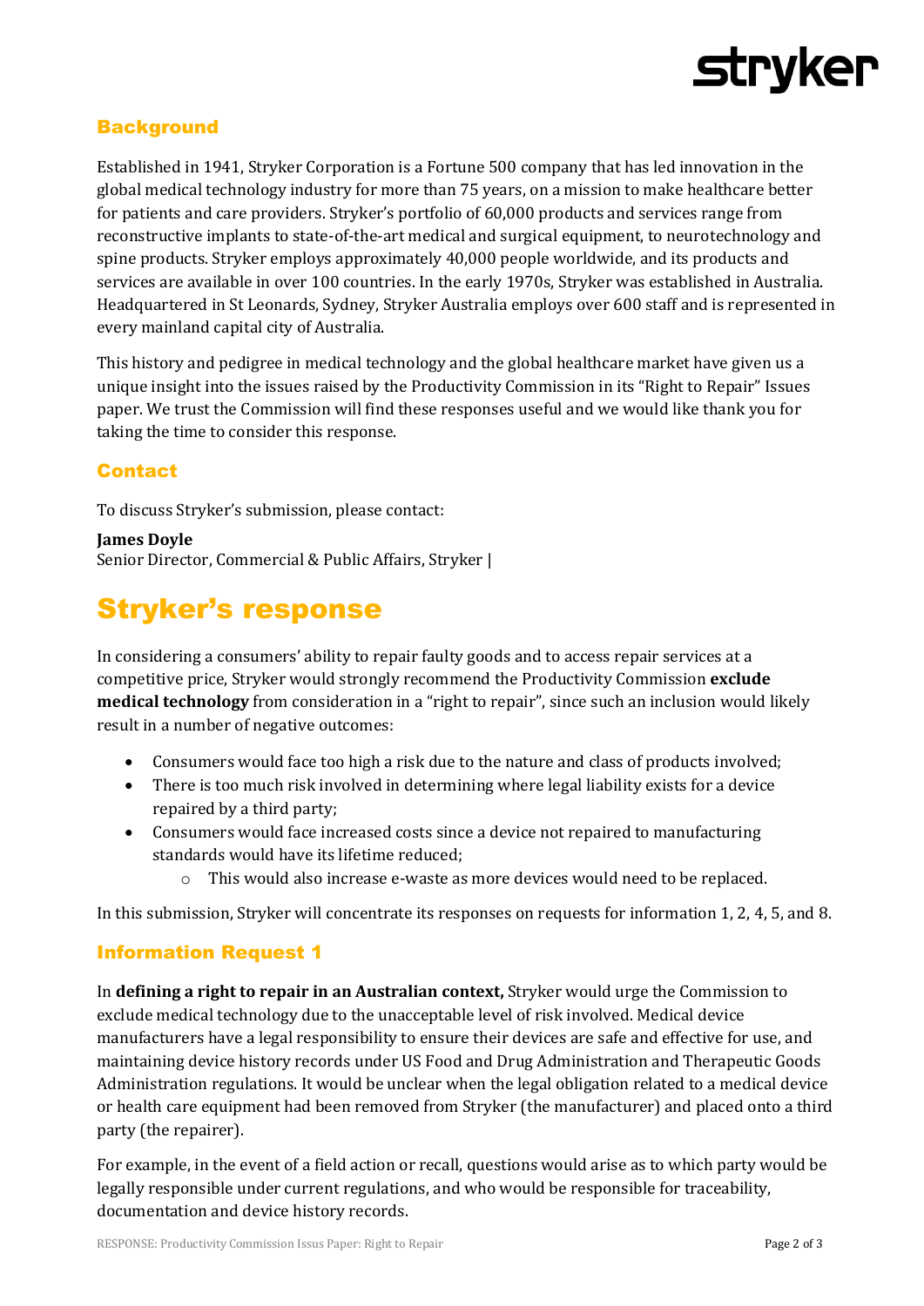## Background

Established in 1941, Stryker Corporation is a Fortune 500 company that has led innovation in the global medical technology industry for more than 75 years, on a mission to make healthcare better for patients and care providers. Stryker's portfolio of 60,000 products and services range from reconstructive implants to state-of-the-art medical and surgical equipment, to neurotechnology and spine products. Stryker employs approximately 40,000 people worldwide, and its products and services are available in over 100 countries. In the early 1970s, Stryker was established in Australia. Headquartered in St Leonards, Sydney, Stryker Australia employs over 600 staff and is represented in every mainland capital city of Australia.

This history and pedigree in medical technology and the global healthcare market have given us a unique insight into the issues raised by the Productivity Commission in its "Right to Repair" Issues paper. We trust the Commission will find these responses useful and we would like thank you for taking the time to consider this response.

## Contact

To discuss Stryker's submission, please contact:

**James Doyle**
Senior Director, Commercial & Public Affairs, Stryker |

# Stryker's response

In considering a consumers' ability to repair faulty goods and to access repair services at a competitive price, Stryker would strongly recommend the Productivity Commission **exclude medical technology** from consideration in a "right to repair", since such an inclusion would likely result in a number of negative outcomes:

- Consumers would face too high a risk due to the nature and class of products involved;
- There is too much risk involved in determining where legal liability exists for a device repaired by a third party;
- Consumers would face increased costs since a device not repaired to manufacturing standards would have its lifetime reduced;
    - This would also increase e-waste as more devices would need to be replaced.

In this submission, Stryker will concentrate its responses on requests for information 1, 2, 4, 5, and 8.

## Information Request 1

In **defining a right to repair in an Australian context,** Stryker would urge the Commission to exclude medical technology due to the unacceptable level of risk involved. Medical device manufacturers have a legal responsibility to ensure their devices are safe and effective for use, and maintaining device history records under US Food and Drug Administration and Therapeutic Goods Administration regulations. It would be unclear when the legal obligation related to a medical device or health care equipment had been removed from Stryker (the manufacturer) and placed onto a third party (the repairer).

For example, in the event of a field action or recall, questions would arise as to which party would be legally responsible under current regulations, and who would be responsible for traceability, documentation and device history records.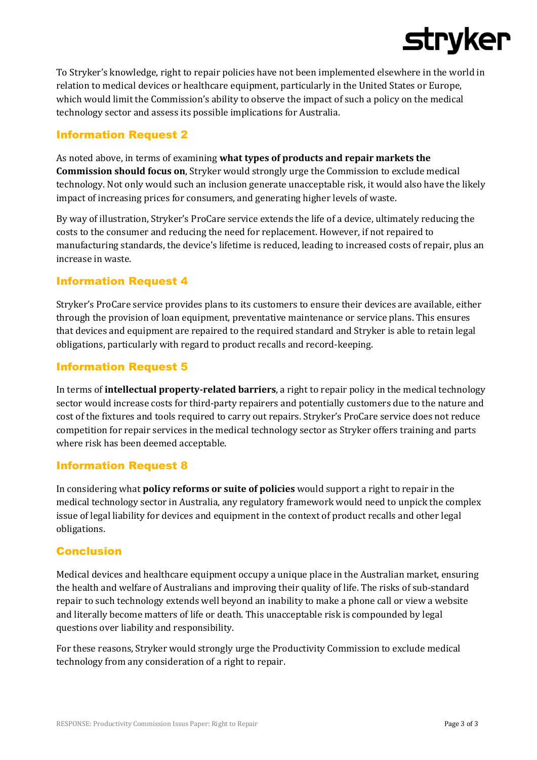To Stryker's knowledge, right to repair policies have not been implemented elsewhere in the world in relation to medical devices or healthcare equipment, particularly in the United States or Europe, which would limit the Commission's ability to observe the impact of such a policy on the medical technology sector and assess its possible implications for Australia.

## Information Request 2

As noted above, in terms of examining **what types of products and repair markets the Commission should focus on**, Stryker would strongly urge the Commission to exclude medical technology. Not only would such an inclusion generate unacceptable risk, it would also have the likely impact of increasing prices for consumers, and generating higher levels of waste.

By way of illustration, Stryker's ProCare service extends the life of a device, ultimately reducing the costs to the consumer and reducing the need for replacement. However, if not repaired to manufacturing standards, the device's lifetime is reduced, leading to increased costs of repair, plus an increase in waste.

## Information Request 4

Stryker's ProCare service provides plans to its customers to ensure their devices are available, either through the provision of loan equipment, preventative maintenance or service plans. This ensures that devices and equipment are repaired to the required standard and Stryker is able to retain legal obligations, particularly with regard to product recalls and record-keeping.

## Information Request 5

In terms of **intellectual property-related barriers**, a right to repair policy in the medical technology sector would increase costs for third-party repairers and potentially customers due to the nature and cost of the fixtures and tools required to carry out repairs. Stryker's ProCare service does not reduce competition for repair services in the medical technology sector as Stryker offers training and parts where risk has been deemed acceptable.

## Information Request 8

In considering what **policy reforms or suite of policies** would support a right to repair in the medical technology sector in Australia, any regulatory framework would need to unpick the complex issue of legal liability for devices and equipment in the context of product recalls and other legal obligations.

## Conclusion

Medical devices and healthcare equipment occupy a unique place in the Australian market, ensuring the health and welfare of Australians and improving their quality of life. The risks of sub-standard repair to such technology extends well beyond an inability to make a phone call or view a website and literally become matters of life or death. This unacceptable risk is compounded by legal questions over liability and responsibility.

For these reasons, Stryker would strongly urge the Productivity Commission to exclude medical technology from any consideration of a right to repair.